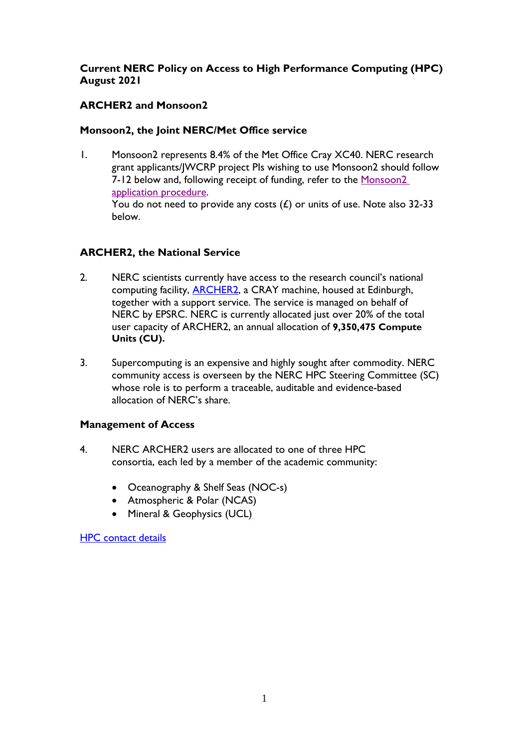**Current NERC Policy on Access to High Performance Computing (HPC) August 2021**

## ARCHER2 and Monsoon2

### Monsoon2, the Joint NERC/Met Office service

1. Monsoon2 represents 8.4% of the Met Office Cray XC40. NERC research grant applicants/JWCRP project PIs wishing to use Monsoon2 should follow 7-12 below and, following receipt of funding, refer to the [Monsoon2 application procedure](). You do not need to provide any costs (£) or units of use. Note also 32-33 below.

### ARCHER2, the National Service

2. NERC scientists currently have access to the research council's national computing facility, [ARCHER2](), a CRAY machine, housed at Edinburgh, together with a support service. The service is managed on behalf of NERC by EPSRC. NERC is currently allocated just over 20% of the total user capacity of ARCHER2, an annual allocation of **9,350,475 Compute Units (CU).**

3. Supercomputing is an expensive and highly sought after commodity. NERC community access is overseen by the NERC HPC Steering Committee (SC) whose role is to perform a traceable, auditable and evidence-based allocation of NERC's share.

### Management of Access

4. NERC ARCHER2 users are allocated to one of three HPC consortia, each led by a member of the academic community:

   - Oceanography & Shelf Seas (NOC-s)
   - Atmospheric & Polar (NCAS)
   - Mineral & Geophysics (UCL)

[HPC contact details]()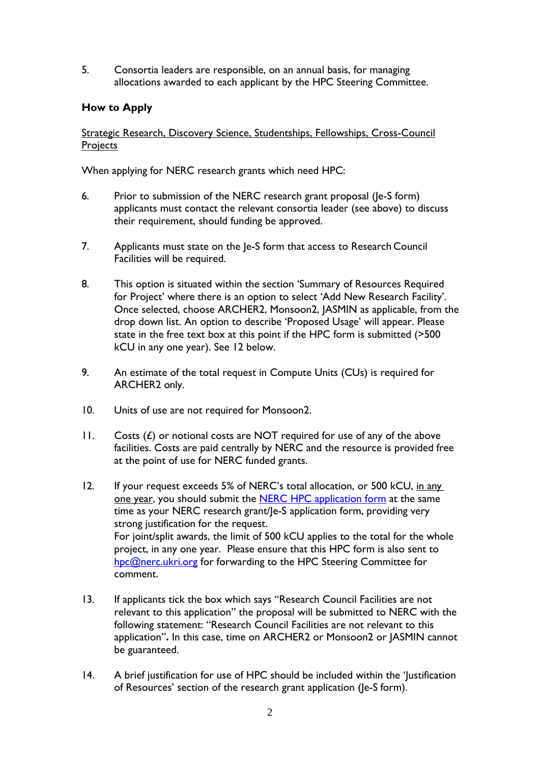5. Consortia leaders are responsible, on an annual basis, for managing allocations awarded to each applicant by the HPC Steering Committee.

## How to Apply

Strategic Research, Discovery Science, Studentships, Fellowships, Cross-Council Projects

When applying for NERC research grants which need HPC:

6. Prior to submission of the NERC research grant proposal (Je-S form) applicants must contact the relevant consortia leader (see above) to discuss their requirement, should funding be approved.

7. Applicants must state on the Je-S form that access to Research Council Facilities will be required.

8. This option is situated within the section 'Summary of Resources Required for Project' where there is an option to select 'Add New Research Facility'. Once selected, choose ARCHER2, Monsoon2, JASMIN as applicable, from the drop down list. An option to describe 'Proposed Usage' will appear. Please state in the free text box at this point if the HPC form is submitted (>500 kCU in any one year). See 12 below.

9. An estimate of the total request in Compute Units (CUs) is required for ARCHER2 only.

10. Units of use are not required for Monsoon2.

11. Costs (£) or notional costs are NOT required for use of any of the above facilities. Costs are paid centrally by NERC and the resource is provided free at the point of use for NERC funded grants.

12. If your request exceeds 5% of NERC's total allocation, or 500 kCU, in any one year, you should submit the [NERC HPC application form]() at the same time as your NERC research grant/Je-S application form, providing very strong justification for the request.
    For joint/split awards, the limit of 500 kCU applies to the total for the whole project, in any one year. Please ensure that this HPC form is also sent to [hpc@nerc.ukri.org](mailto:hpc@nerc.ukri.org) for forwarding to the HPC Steering Committee for comment.

13. If applicants tick the box which says "Research Council Facilities are not relevant to this application" the proposal will be submitted to NERC with the following statement: "Research Council Facilities are not relevant to this application"**.** In this case, time on ARCHER2 or Monsoon2 or JASMIN cannot be guaranteed.

14. A brief justification for use of HPC should be included within the 'Justification of Resources' section of the research grant application (Je-S form).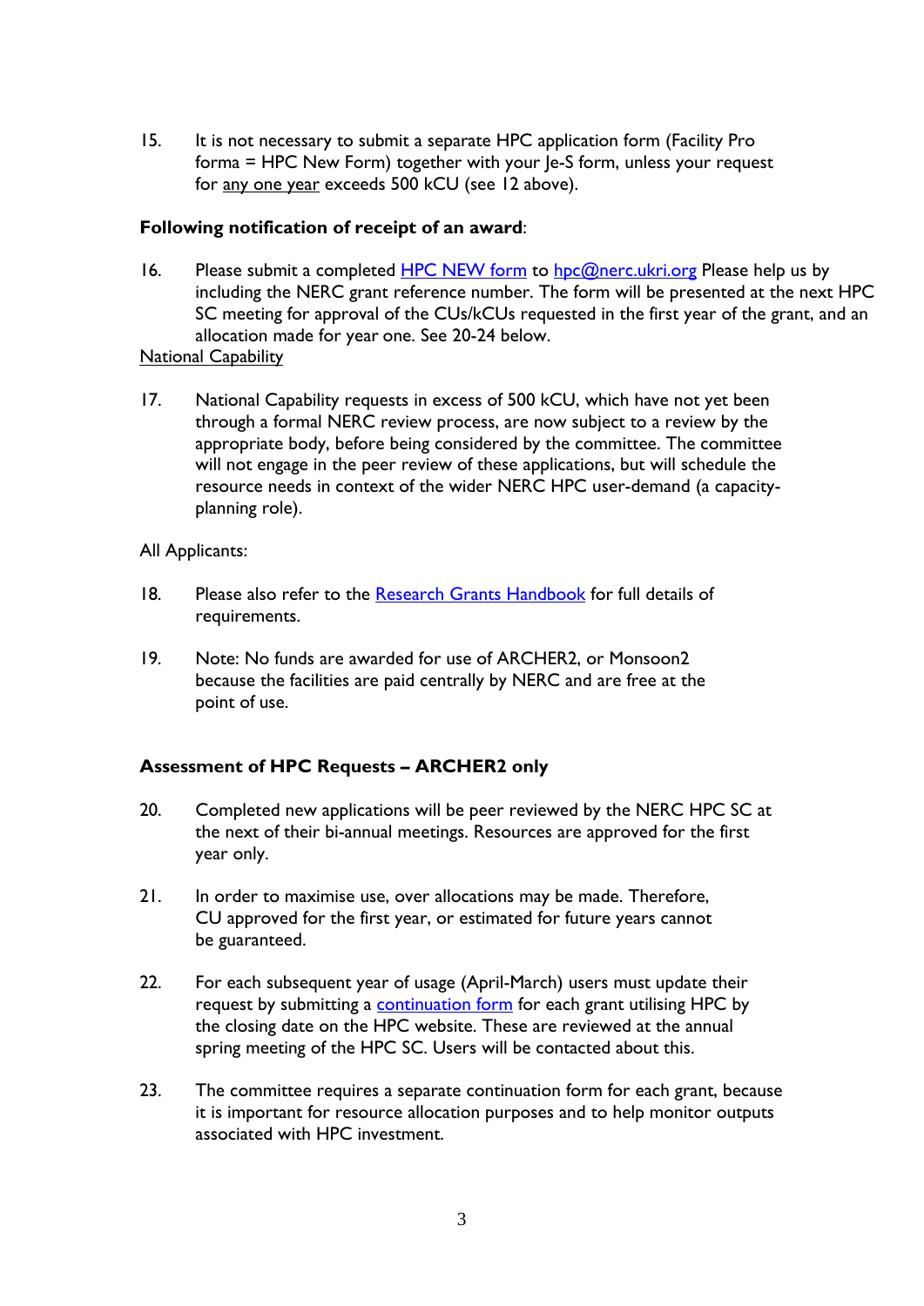15. It is not necessary to submit a separate HPC application form (Facility Pro forma = HPC New Form) together with your Je-S form, unless your request for any one year exceeds 500 kCU (see 12 above).

**Following notification of receipt of an award**:

16. Please submit a completed HPC NEW form to hpc@nerc.ukri.org Please help us by including the NERC grant reference number. The form will be presented at the next HPC SC meeting for approval of the CUs/kCUs requested in the first year of the grant, and an allocation made for year one. See 20-24 below.

National Capability

17. National Capability requests in excess of 500 kCU, which have not yet been through a formal NERC review process, are now subject to a review by the appropriate body, before being considered by the committee. The committee will not engage in the peer review of these applications, but will schedule the resource needs in context of the wider NERC HPC user-demand (a capacity-planning role).

All Applicants:

18. Please also refer to the Research Grants Handbook for full details of requirements.

19. Note: No funds are awarded for use of ARCHER2, or Monsoon2 because the facilities are paid centrally by NERC and are free at the point of use.

**Assessment of HPC Requests – ARCHER2 only**

20. Completed new applications will be peer reviewed by the NERC HPC SC at the next of their bi-annual meetings. Resources are approved for the first year only.

21. In order to maximise use, over allocations may be made. Therefore, CU approved for the first year, or estimated for future years cannot be guaranteed.

22. For each subsequent year of usage (April-March) users must update their request by submitting a continuation form for each grant utilising HPC by the closing date on the HPC website. These are reviewed at the annual spring meeting of the HPC SC. Users will be contacted about this.

23. The committee requires a separate continuation form for each grant, because it is important for resource allocation purposes and to help monitor outputs associated with HPC investment.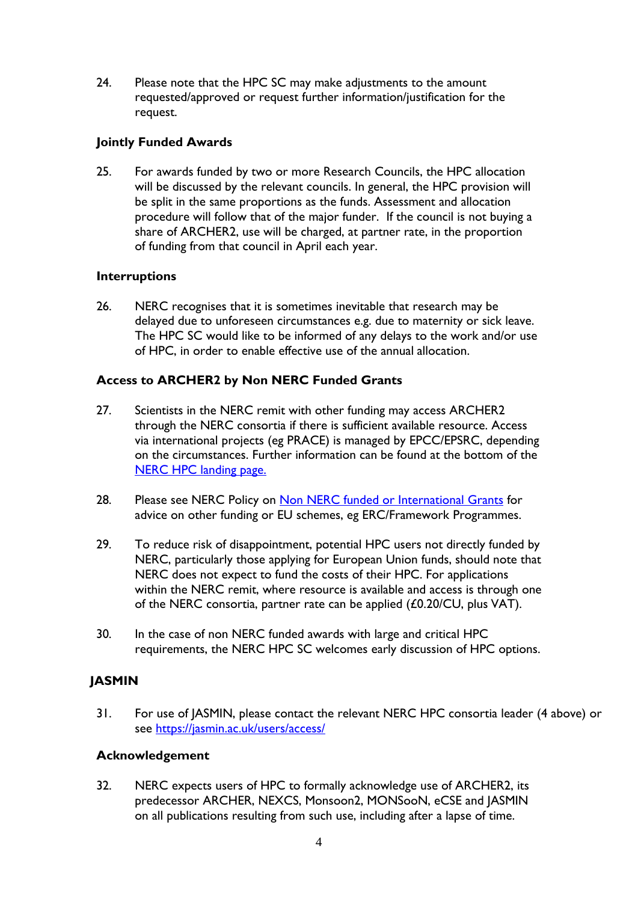24. Please note that the HPC SC may make adjustments to the amount requested/approved or request further information/justification for the request.

### Jointly Funded Awards

25. For awards funded by two or more Research Councils, the HPC allocation will be discussed by the relevant councils. In general, the HPC provision will be split in the same proportions as the funds. Assessment and allocation procedure will follow that of the major funder. If the council is not buying a share of ARCHER2, use will be charged, at partner rate, in the proportion of funding from that council in April each year.

### Interruptions

26. NERC recognises that it is sometimes inevitable that research may be delayed due to unforeseen circumstances e.g. due to maternity or sick leave. The HPC SC would like to be informed of any delays to the work and/or use of HPC, in order to enable effective use of the annual allocation.

### Access to ARCHER2 by Non NERC Funded Grants

27. Scientists in the NERC remit with other funding may access ARCHER2 through the NERC consortia if there is sufficient available resource. Access via international projects (eg PRACE) is managed by EPCC/EPSRC, depending on the circumstances. Further information can be found at the bottom of the NERC HPC landing page.

28. Please see NERC Policy on Non NERC funded or International Grants for advice on other funding or EU schemes, eg ERC/Framework Programmes.

29. To reduce risk of disappointment, potential HPC users not directly funded by NERC, particularly those applying for European Union funds, should note that NERC does not expect to fund the costs of their HPC. For applications within the NERC remit, where resource is available and access is through one of the NERC consortia, partner rate can be applied (£0.20/CU, plus VAT).

30. In the case of non NERC funded awards with large and critical HPC requirements, the NERC HPC SC welcomes early discussion of HPC options.

## JASMIN

31. For use of JASMIN, please contact the relevant NERC HPC consortia leader (4 above) or see https://jasmin.ac.uk/users/access/

### Acknowledgement

32. NERC expects users of HPC to formally acknowledge use of ARCHER2, its predecessor ARCHER, NEXCS, Monsoon2, MONSooN, eCSE and JASMIN on all publications resulting from such use, including after a lapse of time.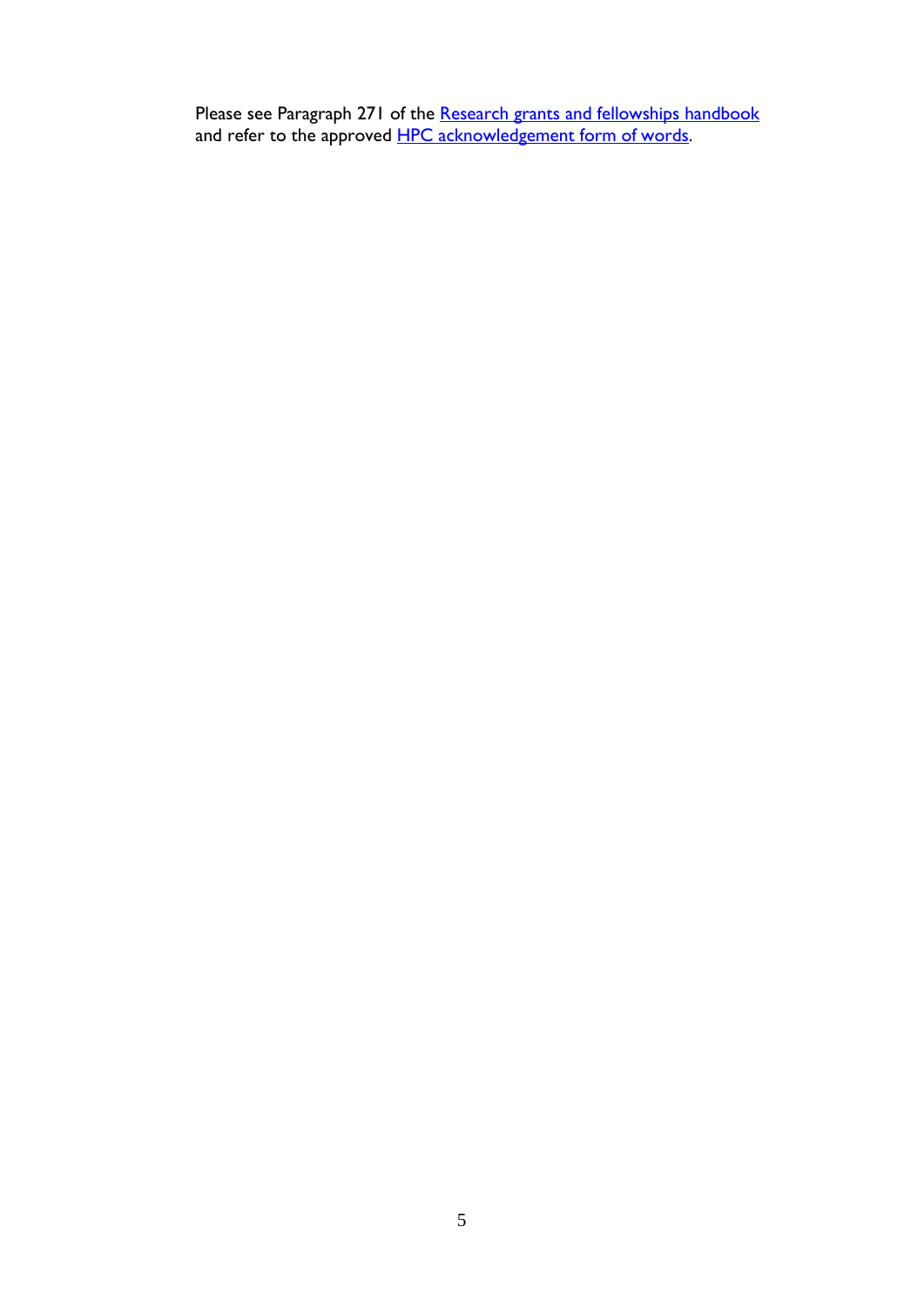Please see Paragraph 271 of the Research grants and fellowships handbook and refer to the approved HPC acknowledgement form of words.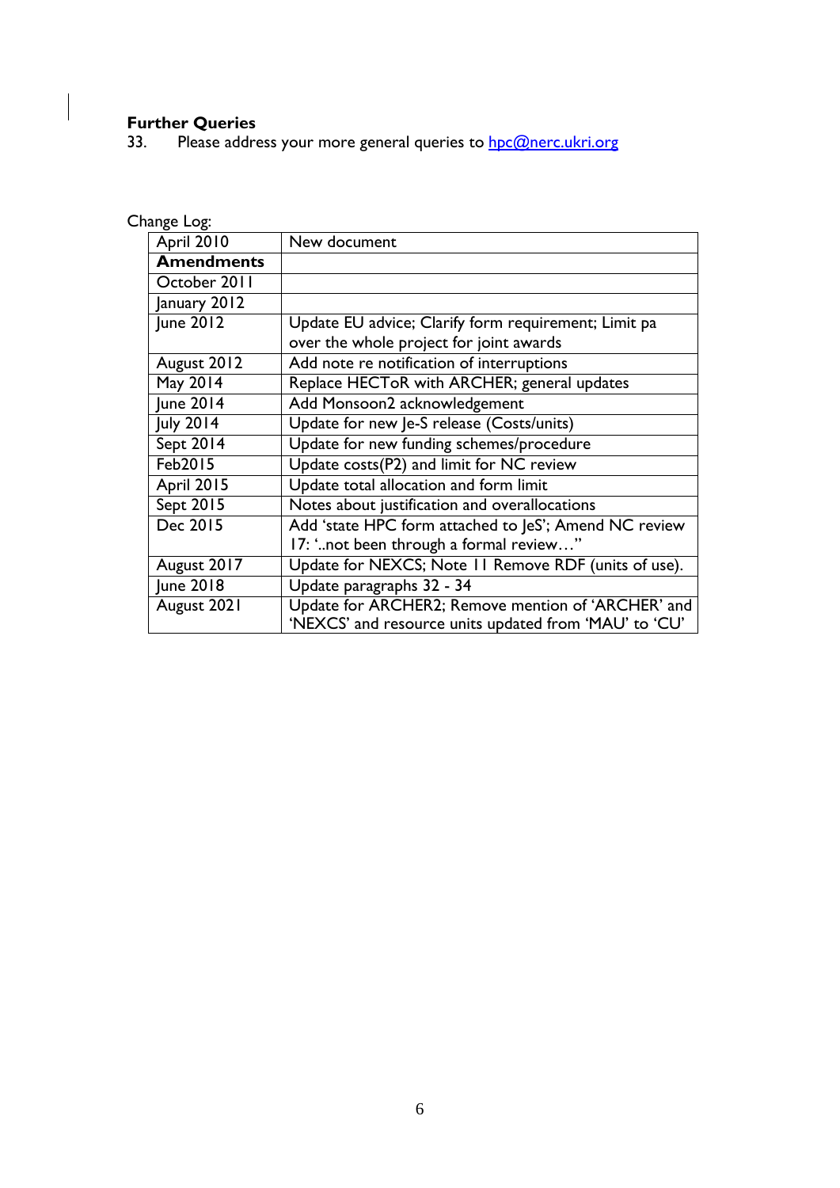**Further Queries**

33. Please address your more general queries to hpc@nerc.ukri.org

Change Log:

| | |
|---|---|
| April 2010 | New document |
| **Amendments** | |
| October 2011 | |
| January 2012 | |
| June 2012 | Update EU advice; Clarify form requirement; Limit pa over the whole project for joint awards |
| August 2012 | Add note re notification of interruptions |
| May 2014 | Replace HECToR with ARCHER; general updates |
| June 2014 | Add Monsoon2 acknowledgement |
| July 2014 | Update for new Je-S release (Costs/units) |
| Sept 2014 | Update for new funding schemes/procedure |
| Feb2015 | Update costs(P2) and limit for NC review |
| April 2015 | Update total allocation and form limit |
| Sept 2015 | Notes about justification and overallocations |
| Dec 2015 | Add 'state HPC form attached to JeS'; Amend NC review 17: '..not been through a formal review…" |
| August 2017 | Update for NEXCS; Note 11 Remove RDF (units of use). |
| June 2018 | Update paragraphs 32 - 34 |
| August 2021 | Update for ARCHER2; Remove mention of 'ARCHER' and 'NEXCS' and resource units updated from 'MAU' to 'CU' |